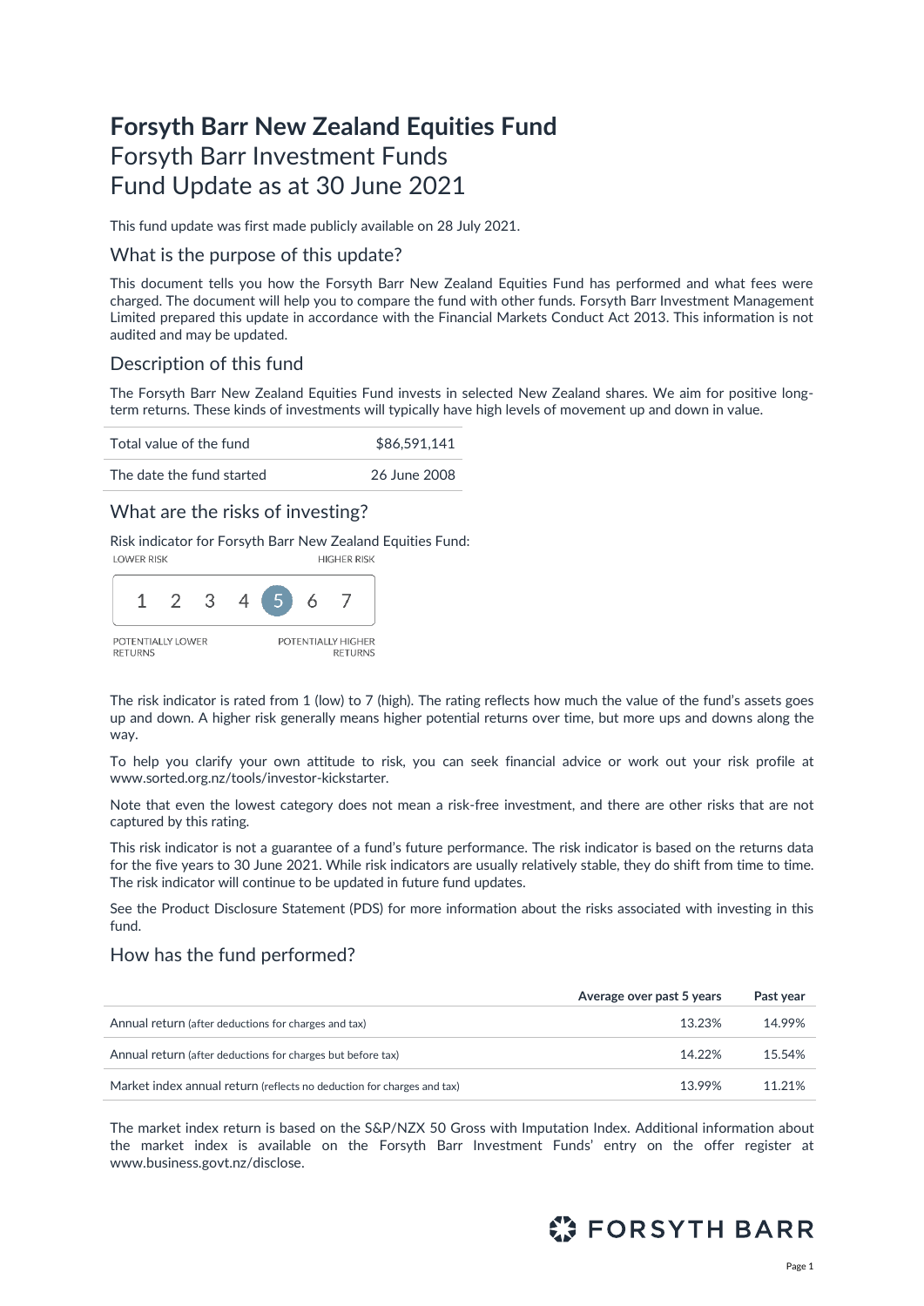# Forsyth Barr New Zealand Equities Fund

Forsyth Barr Investment Funds
Fund Update as at 30 June 2021

This fund update was first made publicly available on 28 July 2021.

## What is the purpose of this update?

This document tells you how the Forsyth Barr New Zealand Equities Fund has performed and what fees were charged. The document will help you to compare the fund with other funds. Forsyth Barr Investment Management Limited prepared this update in accordance with the Financial Markets Conduct Act 2013. This information is not audited and may be updated.

## Description of this fund

The Forsyth Barr New Zealand Equities Fund invests in selected New Zealand shares. We aim for positive long-term returns. These kinds of investments will typically have high levels of movement up and down in value.

| | |
|---|---|
| Total value of the fund | $86,591,141 |
| The date the fund started | 26 June 2008 |

## What are the risks of investing?

Risk indicator for Forsyth Barr New Zealand Equities Fund:

LOWER RISK — HIGHER RISK

1 2 3 4 **[5]** 6 7

POTENTIALLY LOWER RETURNS — POTENTIALLY HIGHER RETURNS

The risk indicator is rated from 1 (low) to 7 (high). The rating reflects how much the value of the fund's assets goes up and down. A higher risk generally means higher potential returns over time, but more ups and downs along the way.

To help you clarify your own attitude to risk, you can seek financial advice or work out your risk profile at www.sorted.org.nz/tools/investor-kickstarter.

Note that even the lowest category does not mean a risk-free investment, and there are other risks that are not captured by this rating.

This risk indicator is not a guarantee of a fund's future performance. The risk indicator is based on the returns data for the five years to 30 June 2021. While risk indicators are usually relatively stable, they do shift from time to time. The risk indicator will continue to be updated in future fund updates.

See the Product Disclosure Statement (PDS) for more information about the risks associated with investing in this fund.

## How has the fund performed?

| | Average over past 5 years | Past year |
|---|---|---|
| Annual return (after deductions for charges and tax) | 13.23% | 14.99% |
| Annual return (after deductions for charges but before tax) | 14.22% | 15.54% |
| Market index annual return (reflects no deduction for charges and tax) | 13.99% | 11.21% |

The market index return is based on the S&P/NZX 50 Gross with Imputation Index. Additional information about the market index is available on the Forsyth Barr Investment Funds' entry on the offer register at www.business.govt.nz/disclose.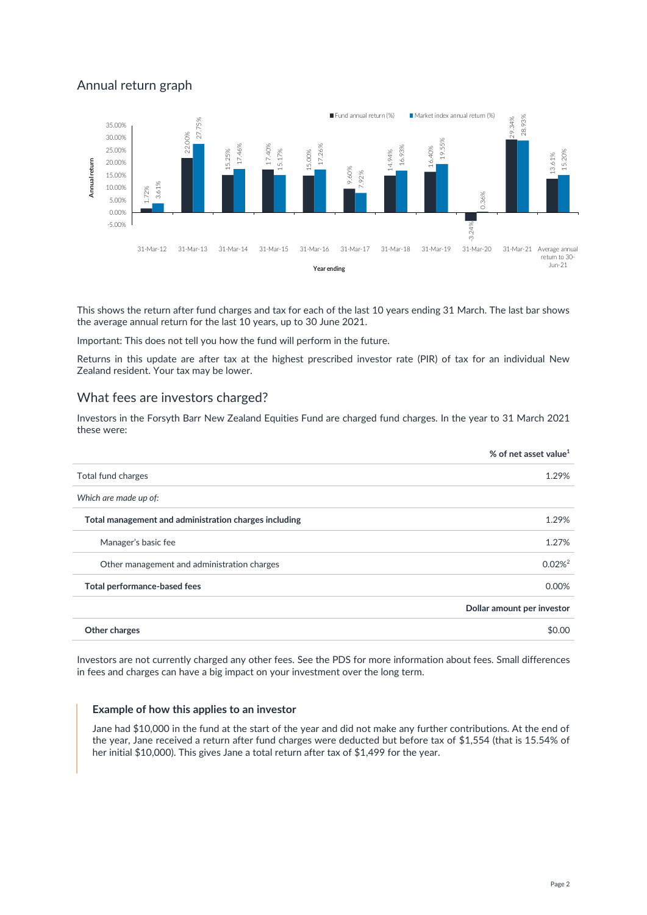## Annual return graph

| Year ending | Fund annual return (%) | Market index annual return (%) |
|---|---|---|
| 31-Mar-12 | 1.72% | 3.61% |
| 31-Mar-13 | 22.00% | 27.75% |
| 31-Mar-14 | 15.25% | 17.46% |
| 31-Mar-15 | 17.40% | 15.17% |
| 31-Mar-16 | 15.00% | 17.26% |
| 31-Mar-17 | 9.60% | 7.92% |
| 31-Mar-18 | 14.94% | 16.93% |
| 31-Mar-19 | 16.40% | 19.55% |
| 31-Mar-20 | -3.24% | 0.36% |
| 31-Mar-21 | 29.34% | 28.93% |
| Average annual return to 30-Jun-21 | 13.61% | 15.20% |

This shows the return after fund charges and tax for each of the last 10 years ending 31 March. The last bar shows the average annual return for the last 10 years, up to 30 June 2021.

Important: This does not tell you how the fund will perform in the future.

Returns in this update are after tax at the highest prescribed investor rate (PIR) of tax for an individual New Zealand resident. Your tax may be lower.

## What fees are investors charged?

Investors in the Forsyth Barr New Zealand Equities Fund are charged fund charges. In the year to 31 March 2021 these were:

| | % of net asset value[1] |
|---|---|
| Total fund charges | 1.29% |
| *Which are made up of:* | |
| **Total management and administration charges including** | 1.29% |
| Manager's basic fee | 1.27% |
| Other management and administration charges | 0.02%[2] |
| **Total performance-based fees** | 0.00% |
| | **Dollar amount per investor** |
| **Other charges** | $0.00 |

Investors are not currently charged any other fees. See the PDS for more information about fees. Small differences in fees and charges can have a big impact on your investment over the long term.

### Example of how this applies to an investor

Jane had $10,000 in the fund at the start of the year and did not make any further contributions. At the end of the year, Jane received a return after fund charges were deducted but before tax of $1,554 (that is 15.54% of her initial $10,000). This gives Jane a total return after tax of $1,499 for the year.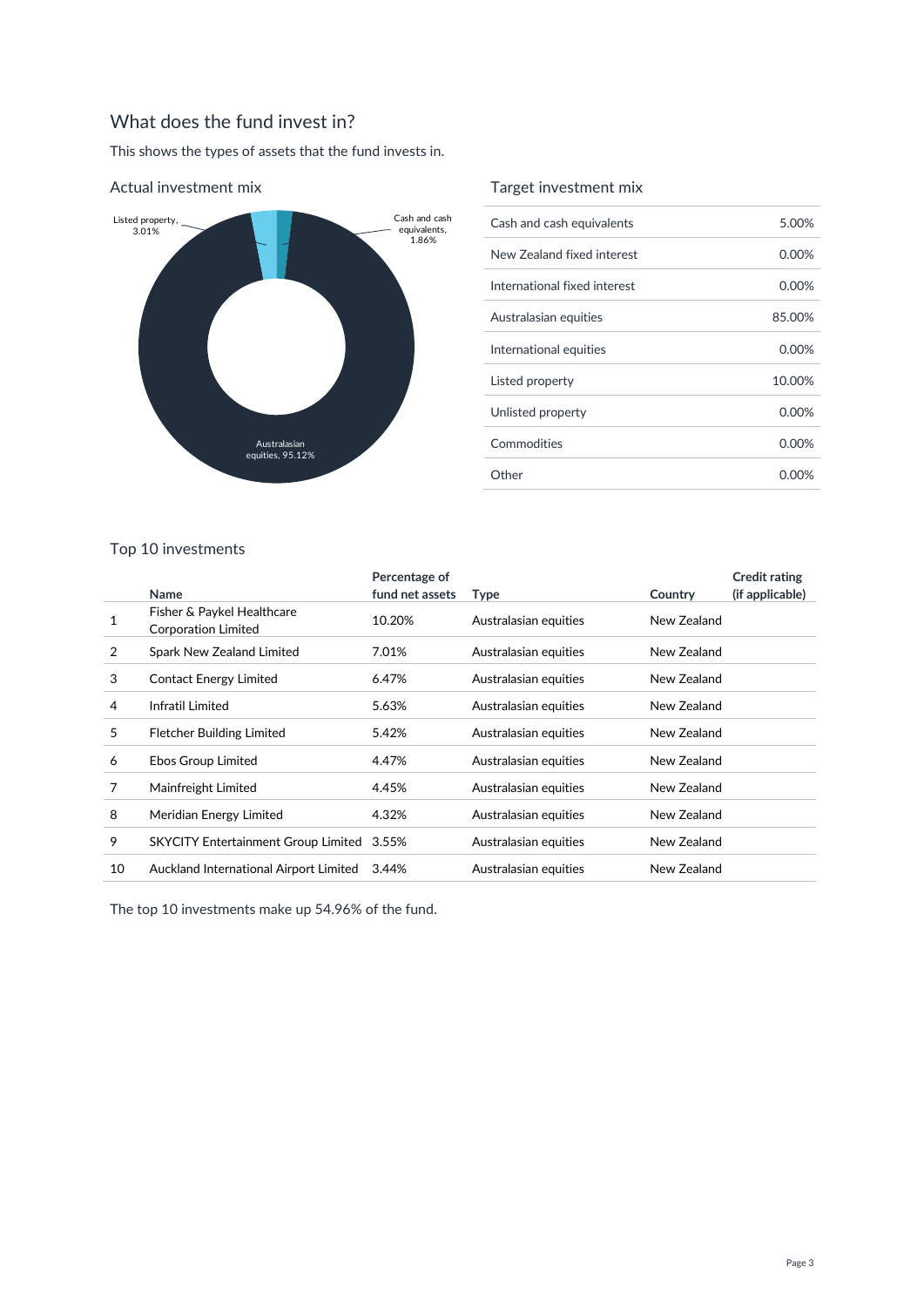## What does the fund invest in?

This shows the types of assets that the fund invests in.

### Actual investment mix

Listed property, 3.01%

Cash and cash equivalents, 1.86%

Australasian equities, 95.12%

### Target investment mix

| | |
|---|---|
| Cash and cash equivalents | 5.00% |
| New Zealand fixed interest | 0.00% |
| International fixed interest | 0.00% |
| Australasian equities | 85.00% |
| International equities | 0.00% |
| Listed property | 10.00% |
| Unlisted property | 0.00% |
| Commodities | 0.00% |
| Other | 0.00% |

### Top 10 investments

| | Name | Percentage of fund net assets | Type | Country | Credit rating (if applicable) |
|---|---|---|---|---|---|
| 1 | Fisher & Paykel Healthcare Corporation Limited | 10.20% | Australasian equities | New Zealand | |
| 2 | Spark New Zealand Limited | 7.01% | Australasian equities | New Zealand | |
| 3 | Contact Energy Limited | 6.47% | Australasian equities | New Zealand | |
| 4 | Infratil Limited | 5.63% | Australasian equities | New Zealand | |
| 5 | Fletcher Building Limited | 5.42% | Australasian equities | New Zealand | |
| 6 | Ebos Group Limited | 4.47% | Australasian equities | New Zealand | |
| 7 | Mainfreight Limited | 4.45% | Australasian equities | New Zealand | |
| 8 | Meridian Energy Limited | 4.32% | Australasian equities | New Zealand | |
| 9 | SKYCITY Entertainment Group Limited | 3.55% | Australasian equities | New Zealand | |
| 10 | Auckland International Airport Limited | 3.44% | Australasian equities | New Zealand | |

The top 10 investments make up 54.96% of the fund.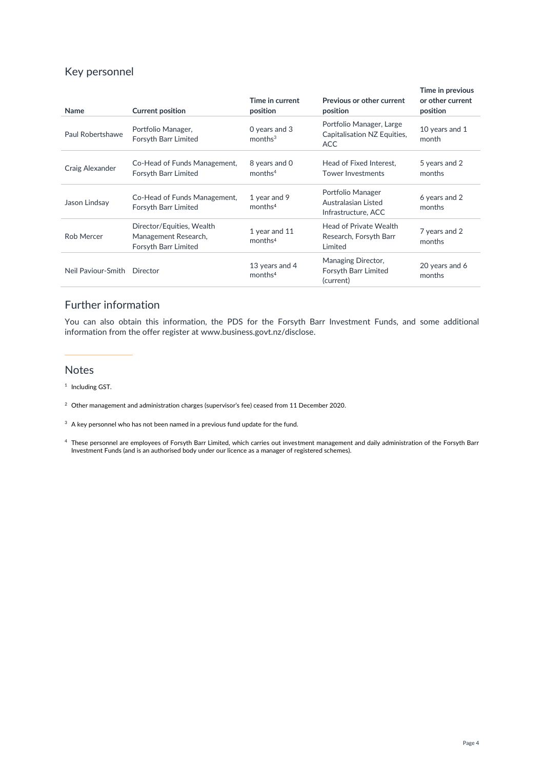## Key personnel

| Name | Current position | Time in current position | Previous or other current position | Time in previous or other current position |
|---|---|---|---|---|
| Paul Robertshawe | Portfolio Manager, Forsyth Barr Limited | 0 years and 3 months[3] | Portfolio Manager, Large Capitalisation NZ Equities, ACC | 10 years and 1 month |
| Craig Alexander | Co-Head of Funds Management, Forsyth Barr Limited | 8 years and 0 months[4] | Head of Fixed Interest, Tower Investments | 5 years and 2 months |
| Jason Lindsay | Co-Head of Funds Management, Forsyth Barr Limited | 1 year and 9 months[4] | Portfolio Manager Australasian Listed Infrastructure, ACC | 6 years and 2 months |
| Rob Mercer | Director/Equities, Wealth Management Research, Forsyth Barr Limited | 1 year and 11 months[4] | Head of Private Wealth Research, Forsyth Barr Limited | 7 years and 2 months |
| Neil Paviour-Smith | Director | 13 years and 4 months[4] | Managing Director, Forsyth Barr Limited (current) | 20 years and 6 months |

## Further information

You can also obtain this information, the PDS for the Forsyth Barr Investment Funds, and some additional information from the offer register at www.business.govt.nz/disclose.

## Notes

[1] Including GST.

[2] Other management and administration charges (supervisor's fee) ceased from 11 December 2020.

[3] A key personnel who has not been named in a previous fund update for the fund.

[4] These personnel are employees of Forsyth Barr Limited, which carries out investment management and daily administration of the Forsyth Barr Investment Funds (and is an authorised body under our licence as a manager of registered schemes).